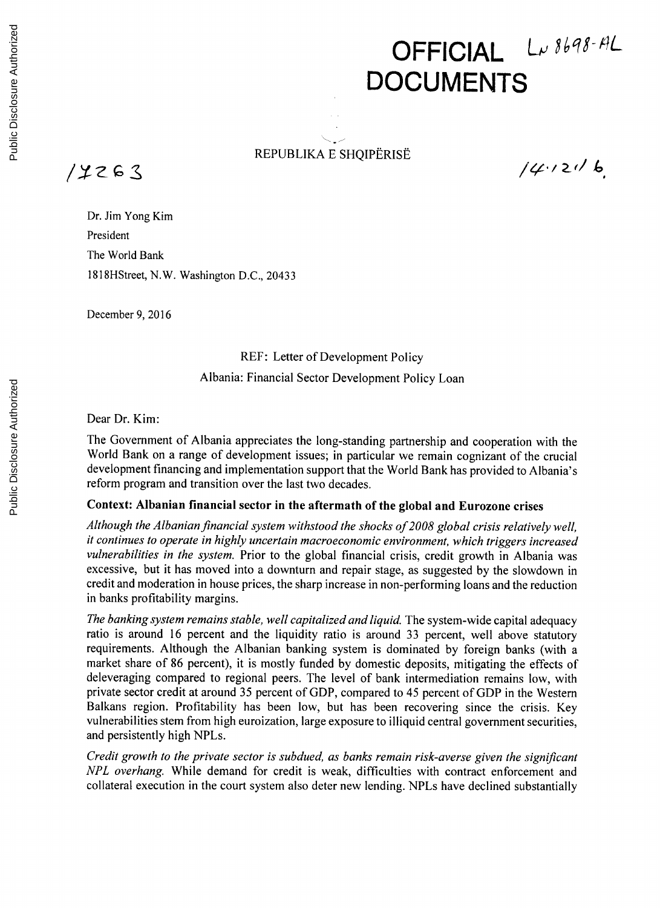# OFFICIAL DOCUMENTS

LN 8698-AL

REPUBLIKA E SHQIPËRISË

14263

14.12.16

Dr. Jim Yong Kim
President
The World Bank
1818HStreet, N.W. Washington D.C., 20433

December 9, 2016

REF: Letter of Development Policy
Albania: Financial Sector Development Policy Loan

Dear Dr. Kim:

The Government of Albania appreciates the long-standing partnership and cooperation with the World Bank on a range of development issues; in particular we remain cognizant of the crucial development financing and implementation support that the World Bank has provided to Albania's reform program and transition over the last two decades.

## Context: Albanian financial sector in the aftermath of the global and Eurozone crises

*Although the Albanian financial system withstood the shocks of 2008 global crisis relatively well, it continues to operate in highly uncertain macroeconomic environment, which triggers increased vulnerabilities in the system.* Prior to the global financial crisis, credit growth in Albania was excessive, but it has moved into a downturn and repair stage, as suggested by the slowdown in credit and moderation in house prices, the sharp increase in non-performing loans and the reduction in banks profitability margins.

*The banking system remains stable, well capitalized and liquid.* The system-wide capital adequacy ratio is around 16 percent and the liquidity ratio is around 33 percent, well above statutory requirements. Although the Albanian banking system is dominated by foreign banks (with a market share of 86 percent), it is mostly funded by domestic deposits, mitigating the effects of deleveraging compared to regional peers. The level of bank intermediation remains low, with private sector credit at around 35 percent of GDP, compared to 45 percent of GDP in the Western Balkans region. Profitability has been low, but has been recovering since the crisis. Key vulnerabilities stem from high euroization, large exposure to illiquid central government securities, and persistently high NPLs.

*Credit growth to the private sector is subdued, as banks remain risk-averse given the significant NPL overhang.* While demand for credit is weak, difficulties with contract enforcement and collateral execution in the court system also deter new lending. NPLs have declined substantially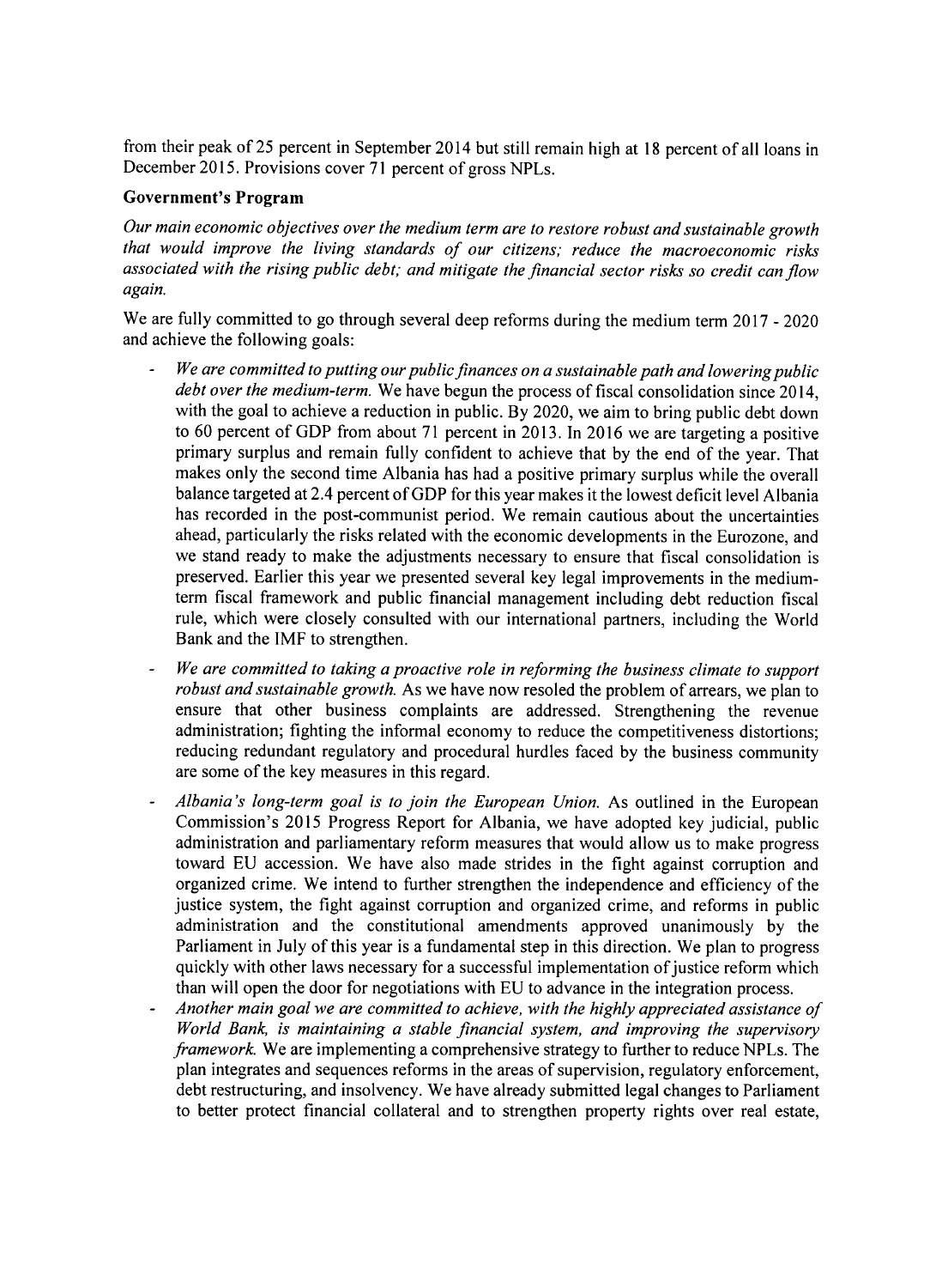from their peak of 25 percent in September 2014 but still remain high at 18 percent of all loans in December 2015. Provisions cover 71 percent of gross NPLs.

**Government's Program**

*Our main economic objectives over the medium term are to restore robust and sustainable growth that would improve the living standards of our citizens; reduce the macroeconomic risks associated with the rising public debt; and mitigate the financial sector risks so credit can flow again.*

We are fully committed to go through several deep reforms during the medium term 2017 - 2020 and achieve the following goals:

- *We are committed to putting our public finances on a sustainable path and lowering public debt over the medium-term.* We have begun the process of fiscal consolidation since 2014, with the goal to achieve a reduction in public. By 2020, we aim to bring public debt down to 60 percent of GDP from about 71 percent in 2013. In 2016 we are targeting a positive primary surplus and remain fully confident to achieve that by the end of the year. That makes only the second time Albania has had a positive primary surplus while the overall balance targeted at 2.4 percent of GDP for this year makes it the lowest deficit level Albania has recorded in the post-communist period. We remain cautious about the uncertainties ahead, particularly the risks related with the economic developments in the Eurozone, and we stand ready to make the adjustments necessary to ensure that fiscal consolidation is preserved. Earlier this year we presented several key legal improvements in the medium-term fiscal framework and public financial management including debt reduction fiscal rule, which were closely consulted with our international partners, including the World Bank and the IMF to strengthen.
- *We are committed to taking a proactive role in reforming the business climate to support robust and sustainable growth.* As we have now resoled the problem of arrears, we plan to ensure that other business complaints are addressed. Strengthening the revenue administration; fighting the informal economy to reduce the competitiveness distortions; reducing redundant regulatory and procedural hurdles faced by the business community are some of the key measures in this regard.
- *Albania's long-term goal is to join the European Union.* As outlined in the European Commission's 2015 Progress Report for Albania, we have adopted key judicial, public administration and parliamentary reform measures that would allow us to make progress toward EU accession. We have also made strides in the fight against corruption and organized crime. We intend to further strengthen the independence and efficiency of the justice system, the fight against corruption and organized crime, and reforms in public administration and the constitutional amendments approved unanimously by the Parliament in July of this year is a fundamental step in this direction. We plan to progress quickly with other laws necessary for a successful implementation of justice reform which than will open the door for negotiations with EU to advance in the integration process.
- *Another main goal we are committed to achieve, with the highly appreciated assistance of World Bank, is maintaining a stable financial system, and improving the supervisory framework.* We are implementing a comprehensive strategy to further to reduce NPLs. The plan integrates and sequences reforms in the areas of supervision, regulatory enforcement, debt restructuring, and insolvency. We have already submitted legal changes to Parliament to better protect financial collateral and to strengthen property rights over real estate,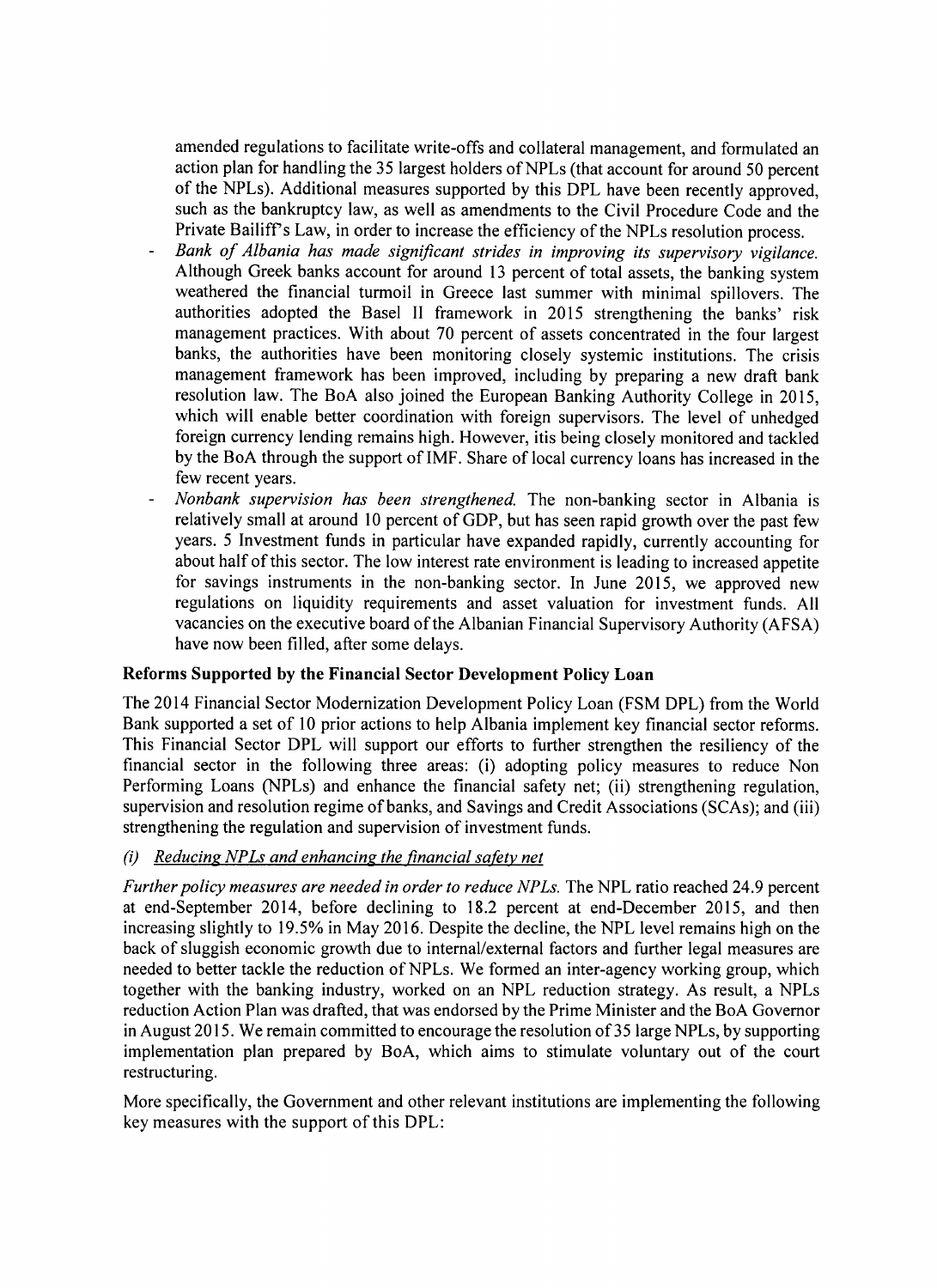amended regulations to facilitate write-offs and collateral management, and formulated an action plan for handling the 35 largest holders of NPLs (that account for around 50 percent of the NPLs). Additional measures supported by this DPL have been recently approved, such as the bankruptcy law, as well as amendments to the Civil Procedure Code and the Private Bailiff's Law, in order to increase the efficiency of the NPLs resolution process.

- *Bank of Albania has made significant strides in improving its supervisory vigilance.* Although Greek banks account for around 13 percent of total assets, the banking system weathered the financial turmoil in Greece last summer with minimal spillovers. The authorities adopted the Basel II framework in 2015 strengthening the banks' risk management practices. With about 70 percent of assets concentrated in the four largest banks, the authorities have been monitoring closely systemic institutions. The crisis management framework has been improved, including by preparing a new draft bank resolution law. The BoA also joined the European Banking Authority College in 2015, which will enable better coordination with foreign supervisors. The level of unhedged foreign currency lending remains high. However, itis being closely monitored and tackled by the BoA through the support of IMF. Share of local currency loans has increased in the few recent years.
- *Nonbank supervision has been strengthened.* The non-banking sector in Albania is relatively small at around 10 percent of GDP, but has seen rapid growth over the past few years. 5 Investment funds in particular have expanded rapidly, currently accounting for about half of this sector. The low interest rate environment is leading to increased appetite for savings instruments in the non-banking sector. In June 2015, we approved new regulations on liquidity requirements and asset valuation for investment funds. All vacancies on the executive board of the Albanian Financial Supervisory Authority (AFSA) have now been filled, after some delays.

**Reforms Supported by the Financial Sector Development Policy Loan**

The 2014 Financial Sector Modernization Development Policy Loan (FSM DPL) from the World Bank supported a set of 10 prior actions to help Albania implement key financial sector reforms. This Financial Sector DPL will support our efforts to further strengthen the resiliency of the financial sector in the following three areas: (i) adopting policy measures to reduce Non Performing Loans (NPLs) and enhance the financial safety net; (ii) strengthening regulation, supervision and resolution regime of banks, and Savings and Credit Associations (SCAs); and (iii) strengthening the regulation and supervision of investment funds.

*(i) Reducing NPLs and enhancing the financial safety net*

*Further policy measures are needed in order to reduce NPLs.* The NPL ratio reached 24.9 percent at end-September 2014, before declining to 18.2 percent at end-December 2015, and then increasing slightly to 19.5% in May 2016. Despite the decline, the NPL level remains high on the back of sluggish economic growth due to internal/external factors and further legal measures are needed to better tackle the reduction of NPLs. We formed an inter-agency working group, which together with the banking industry, worked on an NPL reduction strategy. As result, a NPLs reduction Action Plan was drafted, that was endorsed by the Prime Minister and the BoA Governor in August 2015. We remain committed to encourage the resolution of 35 large NPLs, by supporting implementation plan prepared by BoA, which aims to stimulate voluntary out of the court restructuring.

More specifically, the Government and other relevant institutions are implementing the following key measures with the support of this DPL: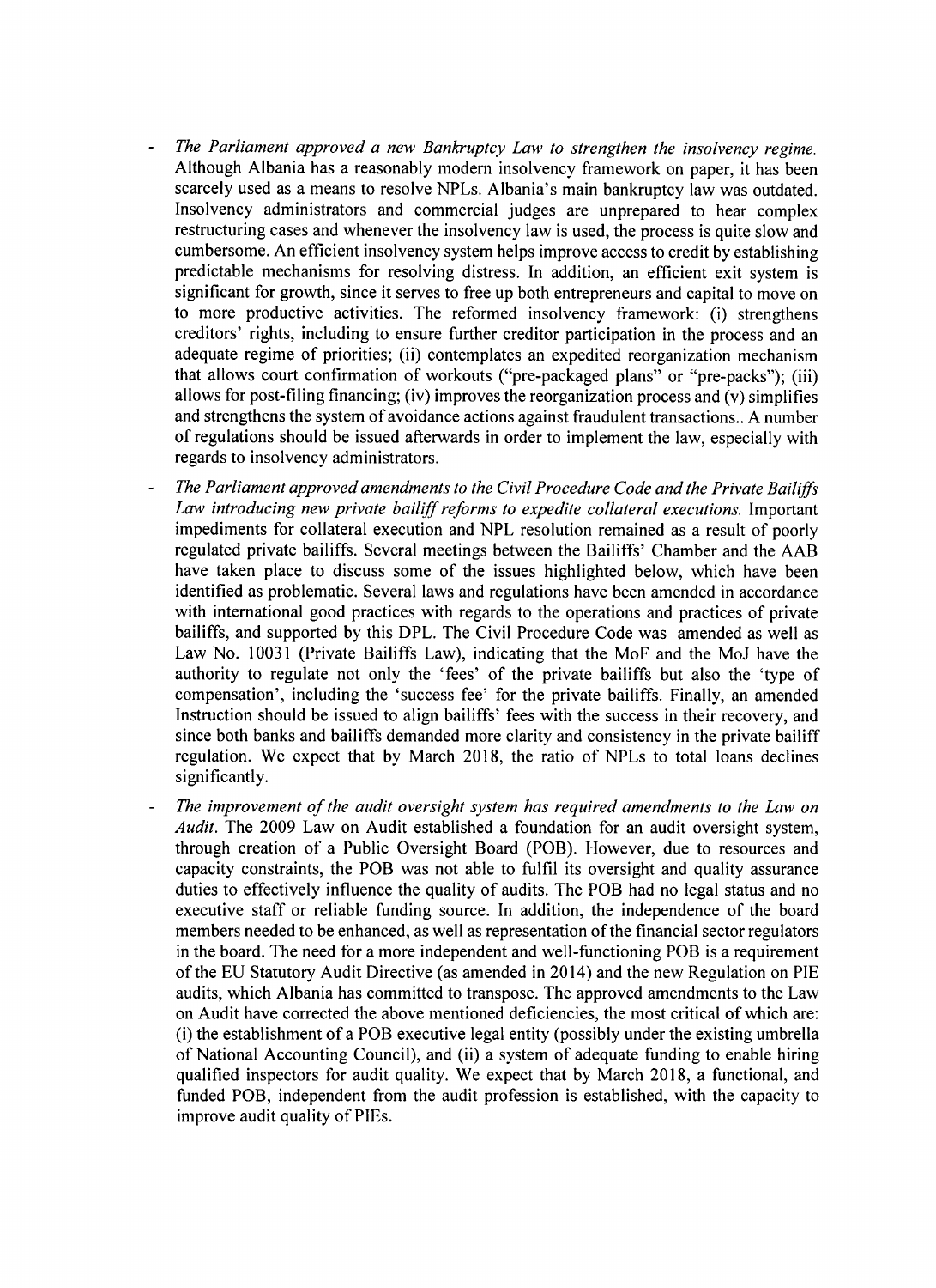- *The Parliament approved a new Bankruptcy Law to strengthen the insolvency regime.* Although Albania has a reasonably modern insolvency framework on paper, it has been scarcely used as a means to resolve NPLs. Albania's main bankruptcy law was outdated. Insolvency administrators and commercial judges are unprepared to hear complex restructuring cases and whenever the insolvency law is used, the process is quite slow and cumbersome. An efficient insolvency system helps improve access to credit by establishing predictable mechanisms for resolving distress. In addition, an efficient exit system is significant for growth, since it serves to free up both entrepreneurs and capital to move on to more productive activities. The reformed insolvency framework: (i) strengthens creditors' rights, including to ensure further creditor participation in the process and an adequate regime of priorities; (ii) contemplates an expedited reorganization mechanism that allows court confirmation of workouts ("pre-packaged plans" or "pre-packs"); (iii) allows for post-filing financing; (iv) improves the reorganization process and (v) simplifies and strengthens the system of avoidance actions against fraudulent transactions.. A number of regulations should be issued afterwards in order to implement the law, especially with regards to insolvency administrators.
- *The Parliament approved amendments to the Civil Procedure Code and the Private Bailiffs Law introducing new private bailiff reforms to expedite collateral executions.* Important impediments for collateral execution and NPL resolution remained as a result of poorly regulated private bailiffs. Several meetings between the Bailiffs' Chamber and the AAB have taken place to discuss some of the issues highlighted below, which have been identified as problematic. Several laws and regulations have been amended in accordance with international good practices with regards to the operations and practices of private bailiffs, and supported by this DPL. The Civil Procedure Code was amended as well as Law No. 10031 (Private Bailiffs Law), indicating that the MoF and the MoJ have the authority to regulate not only the 'fees' of the private bailiffs but also the 'type of compensation', including the 'success fee' for the private bailiffs. Finally, an amended Instruction should be issued to align bailiffs' fees with the success in their recovery, and since both banks and bailiffs demanded more clarity and consistency in the private bailiff regulation. We expect that by March 2018, the ratio of NPLs to total loans declines significantly.
- *The improvement of the audit oversight system has required amendments to the Law on Audit.* The 2009 Law on Audit established a foundation for an audit oversight system, through creation of a Public Oversight Board (POB). However, due to resources and capacity constraints, the POB was not able to fulfil its oversight and quality assurance duties to effectively influence the quality of audits. The POB had no legal status and no executive staff or reliable funding source. In addition, the independence of the board members needed to be enhanced, as well as representation of the financial sector regulators in the board. The need for a more independent and well-functioning POB is a requirement of the EU Statutory Audit Directive (as amended in 2014) and the new Regulation on PIE audits, which Albania has committed to transpose. The approved amendments to the Law on Audit have corrected the above mentioned deficiencies, the most critical of which are: (i) the establishment of a POB executive legal entity (possibly under the existing umbrella of National Accounting Council), and (ii) a system of adequate funding to enable hiring qualified inspectors for audit quality. We expect that by March 2018, a functional, and funded POB, independent from the audit profession is established, with the capacity to improve audit quality of PIEs.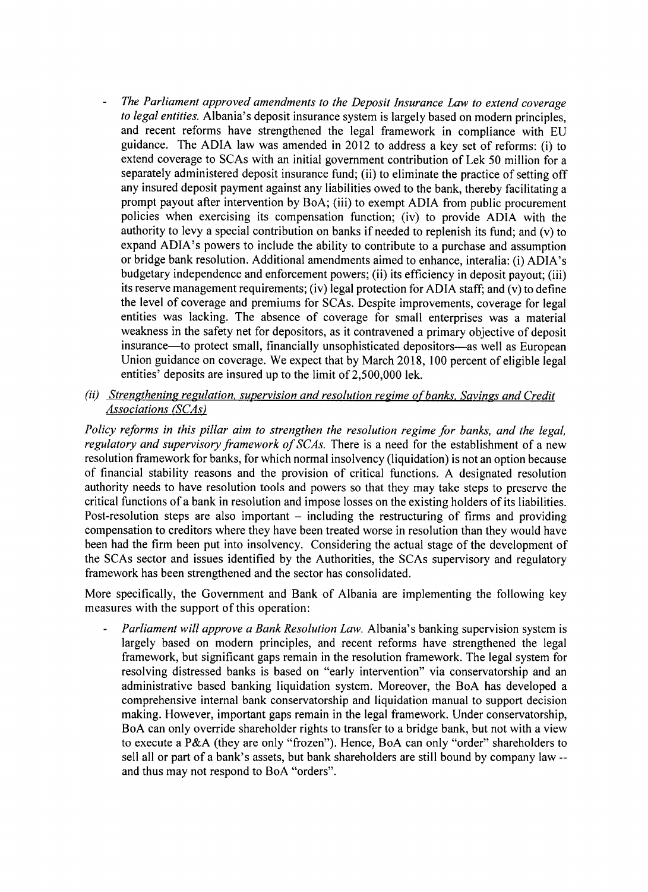- *The Parliament approved amendments to the Deposit Insurance Law to extend coverage to legal entities.* Albania's deposit insurance system is largely based on modern principles, and recent reforms have strengthened the legal framework in compliance with EU guidance. The ADIA law was amended in 2012 to address a key set of reforms: (i) to extend coverage to SCAs with an initial government contribution of Lek 50 million for a separately administered deposit insurance fund; (ii) to eliminate the practice of setting off any insured deposit payment against any liabilities owed to the bank, thereby facilitating a prompt payout after intervention by BoA; (iii) to exempt ADIA from public procurement policies when exercising its compensation function; (iv) to provide ADIA with the authority to levy a special contribution on banks if needed to replenish its fund; and (v) to expand ADIA's powers to include the ability to contribute to a purchase and assumption or bridge bank resolution. Additional amendments aimed to enhance, interalia: (i) ADIA's budgetary independence and enforcement powers; (ii) its efficiency in deposit payout; (iii) its reserve management requirements; (iv) legal protection for ADIA staff; and (v) to define the level of coverage and premiums for SCAs. Despite improvements, coverage for legal entities was lacking. The absence of coverage for small enterprises was a material weakness in the safety net for depositors, as it contravened a primary objective of deposit insurance—to protect small, financially unsophisticated depositors—as well as European Union guidance on coverage. We expect that by March 2018, 100 percent of eligible legal entities' deposits are insured up to the limit of 2,500,000 lek.

*(ii) Strengthening regulation, supervision and resolution regime of banks, Savings and Credit Associations (SCAs)*

*Policy reforms in this pillar aim to strengthen the resolution regime for banks, and the legal, regulatory and supervisory framework of SCAs.* There is a need for the establishment of a new resolution framework for banks, for which normal insolvency (liquidation) is not an option because of financial stability reasons and the provision of critical functions. A designated resolution authority needs to have resolution tools and powers so that they may take steps to preserve the critical functions of a bank in resolution and impose losses on the existing holders of its liabilities. Post-resolution steps are also important – including the restructuring of firms and providing compensation to creditors where they have been treated worse in resolution than they would have been had the firm been put into insolvency. Considering the actual stage of the development of the SCAs sector and issues identified by the Authorities, the SCAs supervisory and regulatory framework has been strengthened and the sector has consolidated.

More specifically, the Government and Bank of Albania are implementing the following key measures with the support of this operation:

- *Parliament will approve a Bank Resolution Law.* Albania's banking supervision system is largely based on modern principles, and recent reforms have strengthened the legal framework, but significant gaps remain in the resolution framework. The legal system for resolving distressed banks is based on "early intervention" via conservatorship and an administrative based banking liquidation system. Moreover, the BoA has developed a comprehensive internal bank conservatorship and liquidation manual to support decision making. However, important gaps remain in the legal framework. Under conservatorship, BoA can only override shareholder rights to transfer to a bridge bank, but not with a view to execute a P&A (they are only "frozen"). Hence, BoA can only "order" shareholders to sell all or part of a bank's assets, but bank shareholders are still bound by company law -- and thus may not respond to BoA "orders".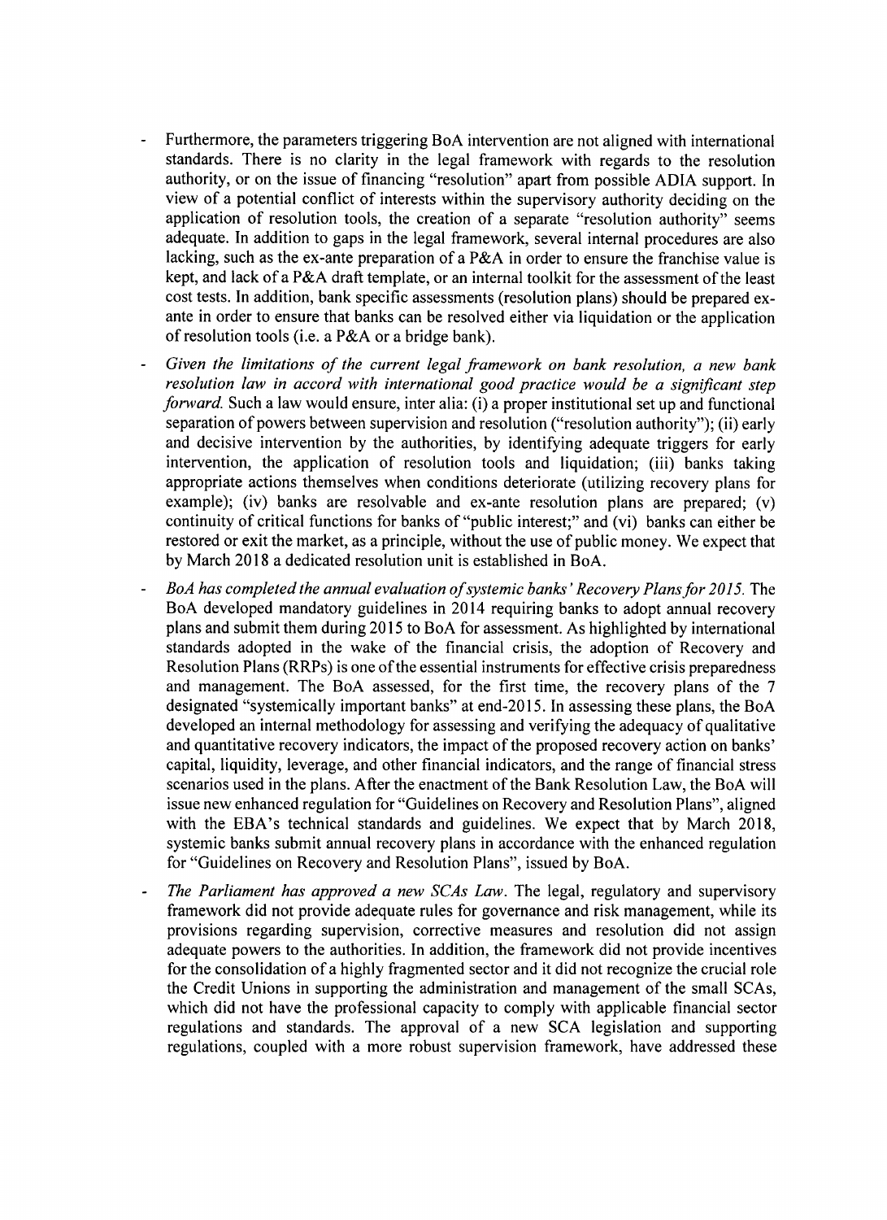- Furthermore, the parameters triggering BoA intervention are not aligned with international standards. There is no clarity in the legal framework with regards to the resolution authority, or on the issue of financing "resolution" apart from possible ADIA support. In view of a potential conflict of interests within the supervisory authority deciding on the application of resolution tools, the creation of a separate "resolution authority" seems adequate. In addition to gaps in the legal framework, several internal procedures are also lacking, such as the ex-ante preparation of a P&A in order to ensure the franchise value is kept, and lack of a P&A draft template, or an internal toolkit for the assessment of the least cost tests. In addition, bank specific assessments (resolution plans) should be prepared ex-ante in order to ensure that banks can be resolved either via liquidation or the application of resolution tools (i.e. a P&A or a bridge bank).
- *Given the limitations of the current legal framework on bank resolution, a new bank resolution law in accord with international good practice would be a significant step forward.* Such a law would ensure, inter alia: (i) a proper institutional set up and functional separation of powers between supervision and resolution ("resolution authority"); (ii) early and decisive intervention by the authorities, by identifying adequate triggers for early intervention, the application of resolution tools and liquidation; (iii) banks taking appropriate actions themselves when conditions deteriorate (utilizing recovery plans for example); (iv) banks are resolvable and ex-ante resolution plans are prepared; (v) continuity of critical functions for banks of "public interest;" and (vi) banks can either be restored or exit the market, as a principle, without the use of public money. We expect that by March 2018 a dedicated resolution unit is established in BoA.
- *BoA has completed the annual evaluation of systemic banks' Recovery Plans for 2015.* The BoA developed mandatory guidelines in 2014 requiring banks to adopt annual recovery plans and submit them during 2015 to BoA for assessment. As highlighted by international standards adopted in the wake of the financial crisis, the adoption of Recovery and Resolution Plans (RRPs) is one of the essential instruments for effective crisis preparedness and management. The BoA assessed, for the first time, the recovery plans of the 7 designated "systemically important banks" at end-2015. In assessing these plans, the BoA developed an internal methodology for assessing and verifying the adequacy of qualitative and quantitative recovery indicators, the impact of the proposed recovery action on banks' capital, liquidity, leverage, and other financial indicators, and the range of financial stress scenarios used in the plans. After the enactment of the Bank Resolution Law, the BoA will issue new enhanced regulation for "Guidelines on Recovery and Resolution Plans", aligned with the EBA's technical standards and guidelines. We expect that by March 2018, systemic banks submit annual recovery plans in accordance with the enhanced regulation for "Guidelines on Recovery and Resolution Plans", issued by BoA.
- *The Parliament has approved a new SCAs Law.* The legal, regulatory and supervisory framework did not provide adequate rules for governance and risk management, while its provisions regarding supervision, corrective measures and resolution did not assign adequate powers to the authorities. In addition, the framework did not provide incentives for the consolidation of a highly fragmented sector and it did not recognize the crucial role the Credit Unions in supporting the administration and management of the small SCAs, which did not have the professional capacity to comply with applicable financial sector regulations and standards. The approval of a new SCA legislation and supporting regulations, coupled with a more robust supervision framework, have addressed these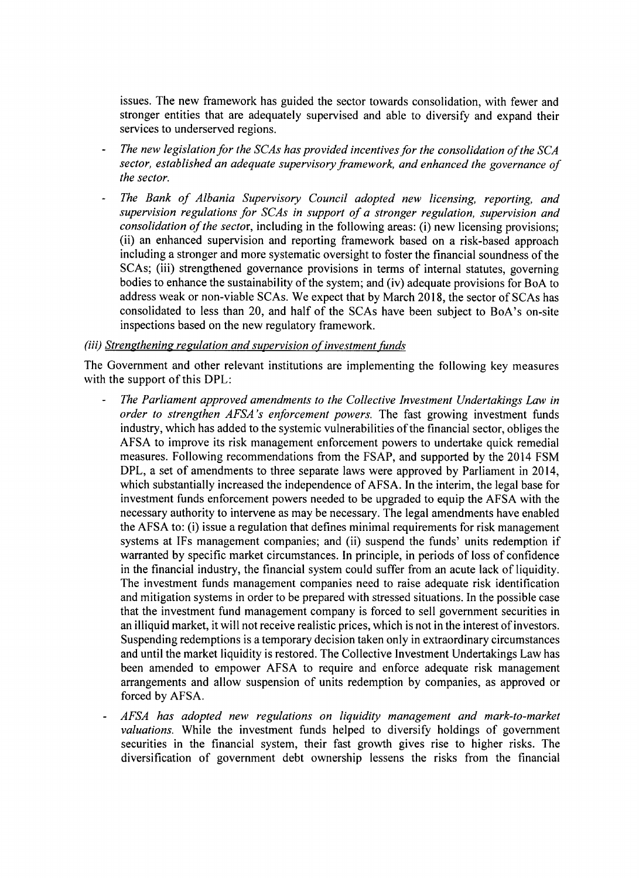issues. The new framework has guided the sector towards consolidation, with fewer and stronger entities that are adequately supervised and able to diversify and expand their services to underserved regions.

- *The new legislation for the SCAs has provided incentives for the consolidation of the SCA sector, established an adequate supervisory framework, and enhanced the governance of the sector.*
- *The Bank of Albania Supervisory Council adopted new licensing, reporting, and supervision regulations for SCAs in support of a stronger regulation, supervision and consolidation of the sector*, including in the following areas: (i) new licensing provisions; (ii) an enhanced supervision and reporting framework based on a risk-based approach including a stronger and more systematic oversight to foster the financial soundness of the SCAs; (iii) strengthened governance provisions in terms of internal statutes, governing bodies to enhance the sustainability of the system; and (iv) adequate provisions for BoA to address weak or non-viable SCAs. We expect that by March 2018, the sector of SCAs has consolidated to less than 20, and half of the SCAs have been subject to BoA's on-site inspections based on the new regulatory framework.

*(iii) Strengthening regulation and supervision of investment funds*

The Government and other relevant institutions are implementing the following key measures with the support of this DPL:

- *The Parliament approved amendments to the Collective Investment Undertakings Law in order to strengthen AFSA's enforcement powers.* The fast growing investment funds industry, which has added to the systemic vulnerabilities of the financial sector, obliges the AFSA to improve its risk management enforcement powers to undertake quick remedial measures. Following recommendations from the FSAP, and supported by the 2014 FSM DPL, a set of amendments to three separate laws were approved by Parliament in 2014, which substantially increased the independence of AFSA. In the interim, the legal base for investment funds enforcement powers needed to be upgraded to equip the AFSA with the necessary authority to intervene as may be necessary. The legal amendments have enabled the AFSA to: (i) issue a regulation that defines minimal requirements for risk management systems at IFs management companies; and (ii) suspend the funds' units redemption if warranted by specific market circumstances. In principle, in periods of loss of confidence in the financial industry, the financial system could suffer from an acute lack of liquidity. The investment funds management companies need to raise adequate risk identification and mitigation systems in order to be prepared with stressed situations. In the possible case that the investment fund management company is forced to sell government securities in an illiquid market, it will not receive realistic prices, which is not in the interest of investors. Suspending redemptions is a temporary decision taken only in extraordinary circumstances and until the market liquidity is restored. The Collective Investment Undertakings Law has been amended to empower AFSA to require and enforce adequate risk management arrangements and allow suspension of units redemption by companies, as approved or forced by AFSA.
- *AFSA has adopted new regulations on liquidity management and mark-to-market valuations.* While the investment funds helped to diversify holdings of government securities in the financial system, their fast growth gives rise to higher risks. The diversification of government debt ownership lessens the risks from the financial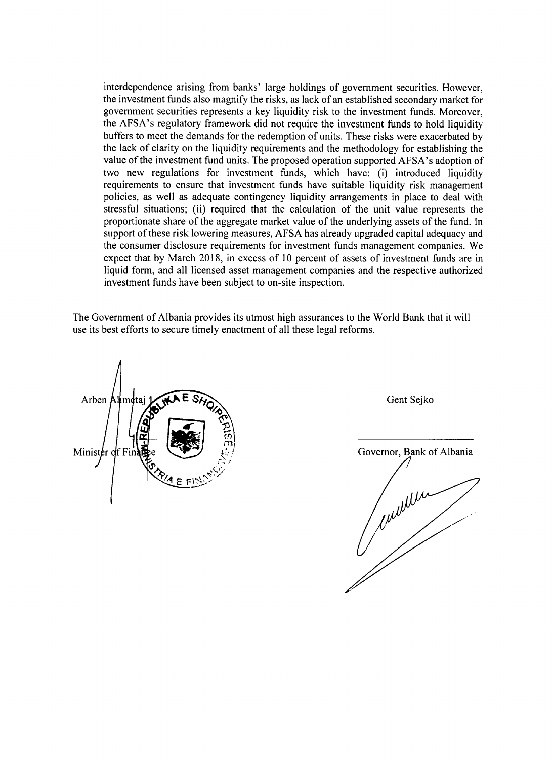interdependence arising from banks' large holdings of government securities. However, the investment funds also magnify the risks, as lack of an established secondary market for government securities represents a key liquidity risk to the investment funds. Moreover, the AFSA's regulatory framework did not require the investment funds to hold liquidity buffers to meet the demands for the redemption of units. These risks were exacerbated by the lack of clarity on the liquidity requirements and the methodology for establishing the value of the investment fund units. The proposed operation supported AFSA's adoption of two new regulations for investment funds, which have: (i) introduced liquidity requirements to ensure that investment funds have suitable liquidity risk management policies, as well as adequate contingency liquidity arrangements in place to deal with stressful situations; (ii) required that the calculation of the unit value represents the proportionate share of the aggregate market value of the underlying assets of the fund. In support of these risk lowering measures, AFSA has already upgraded capital adequacy and the consumer disclosure requirements for investment funds management companies. We expect that by March 2018, in excess of 10 percent of assets of investment funds are in liquid form, and all licensed asset management companies and the respective authorized investment funds have been subject to on-site inspection.

The Government of Albania provides its utmost high assurances to the World Bank that it will use its best efforts to secure timely enactment of all these legal reforms.

Arben Ahmetaj

Minister of Finance

Gent Sejko

Governor, Bank of Albania